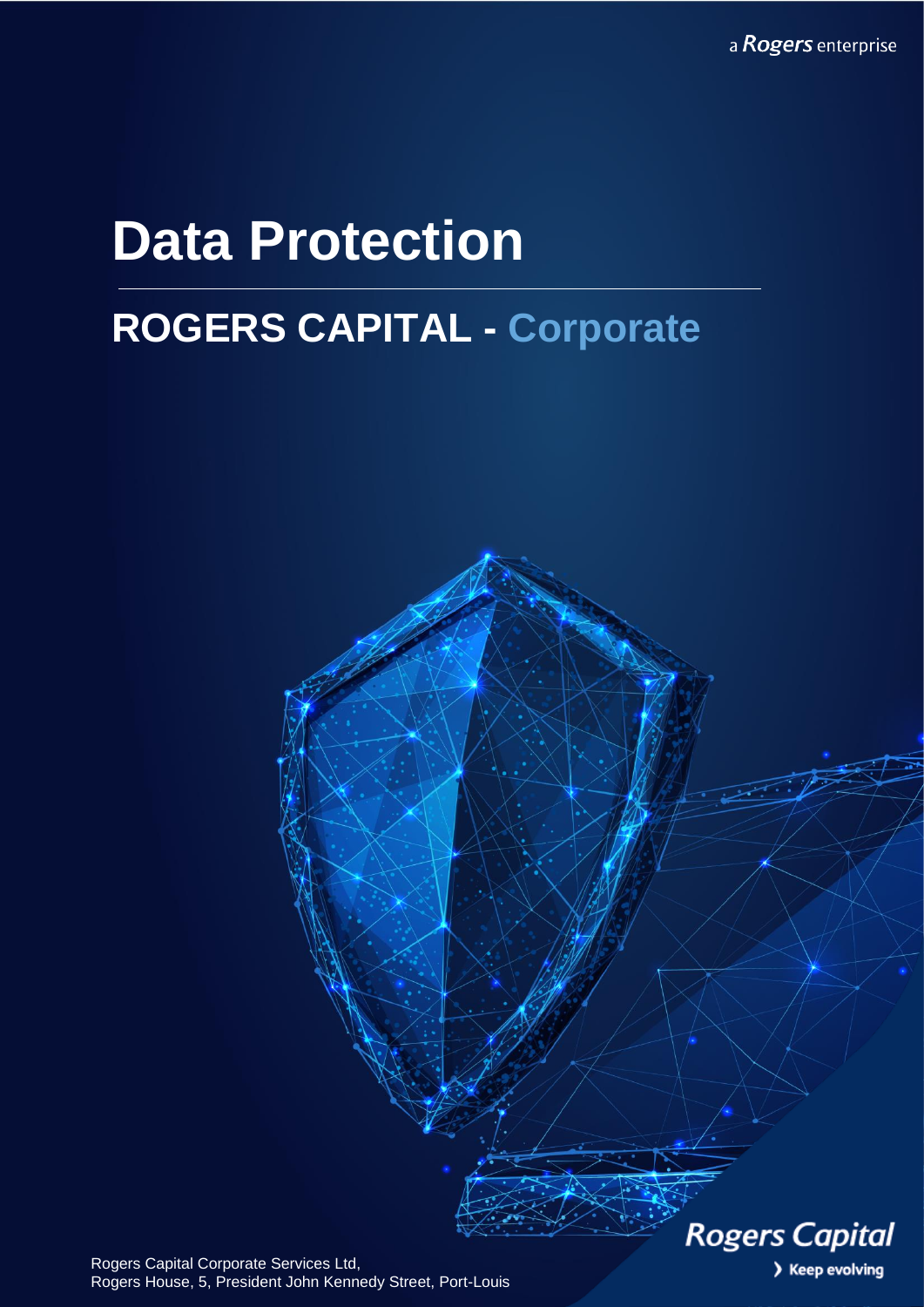a Rogers enterprise

# Data Protection

## ROGERS CAPITAL - Corporate

Rogers Capital

Keep evolving

Rogers Capital Corporate Services Ltd,
Rogers House, 5, President John Kennedy Street, Port-Louis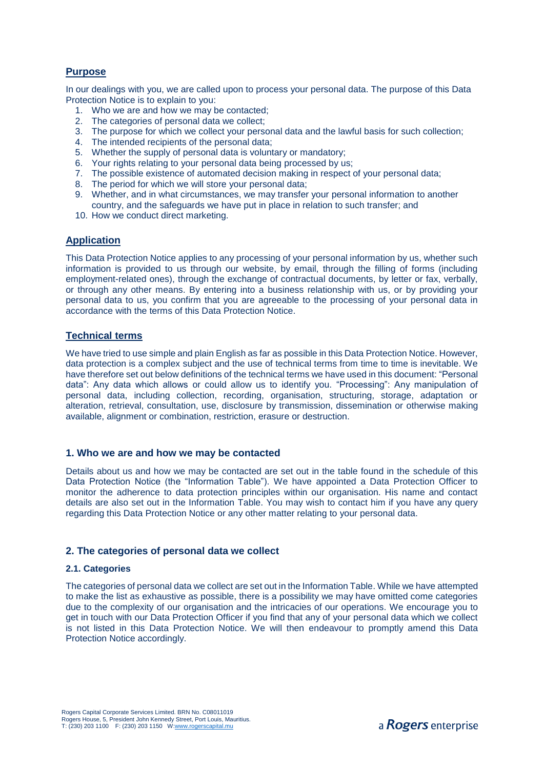## Purpose

In our dealings with you, we are called upon to process your personal data. The purpose of this Data Protection Notice is to explain to you:

1. Who we are and how we may be contacted;
2. The categories of personal data we collect;
3. The purpose for which we collect your personal data and the lawful basis for such collection;
4. The intended recipients of the personal data;
5. Whether the supply of personal data is voluntary or mandatory;
6. Your rights relating to your personal data being processed by us;
7. The possible existence of automated decision making in respect of your personal data;
8. The period for which we will store your personal data;
9. Whether, and in what circumstances, we may transfer your personal information to another country, and the safeguards we have put in place in relation to such transfer; and
10. How we conduct direct marketing.

## Application

This Data Protection Notice applies to any processing of your personal information by us, whether such information is provided to us through our website, by email, through the filling of forms (including employment-related ones), through the exchange of contractual documents, by letter or fax, verbally, or through any other means. By entering into a business relationship with us, or by providing your personal data to us, you confirm that you are agreeable to the processing of your personal data in accordance with the terms of this Data Protection Notice.

## Technical terms

We have tried to use simple and plain English as far as possible in this Data Protection Notice. However, data protection is a complex subject and the use of technical terms from time to time is inevitable. We have therefore set out below definitions of the technical terms we have used in this document: "Personal data": Any data which allows or could allow us to identify you. "Processing": Any manipulation of personal data, including collection, recording, organisation, structuring, storage, adaptation or alteration, retrieval, consultation, use, disclosure by transmission, dissemination or otherwise making available, alignment or combination, restriction, erasure or destruction.

## 1. Who we are and how we may be contacted

Details about us and how we may be contacted are set out in the table found in the schedule of this Data Protection Notice (the "Information Table"). We have appointed a Data Protection Officer to monitor the adherence to data protection principles within our organisation. His name and contact details are also set out in the Information Table. You may wish to contact him if you have any query regarding this Data Protection Notice or any other matter relating to your personal data.

## 2. The categories of personal data we collect

### 2.1. Categories

The categories of personal data we collect are set out in the Information Table. While we have attempted to make the list as exhaustive as possible, there is a possibility we may have omitted come categories due to the complexity of our organisation and the intricacies of our operations. We encourage you to get in touch with our Data Protection Officer if you find that any of your personal data which we collect is not listed in this Data Protection Notice. We will then endeavour to promptly amend this Data Protection Notice accordingly.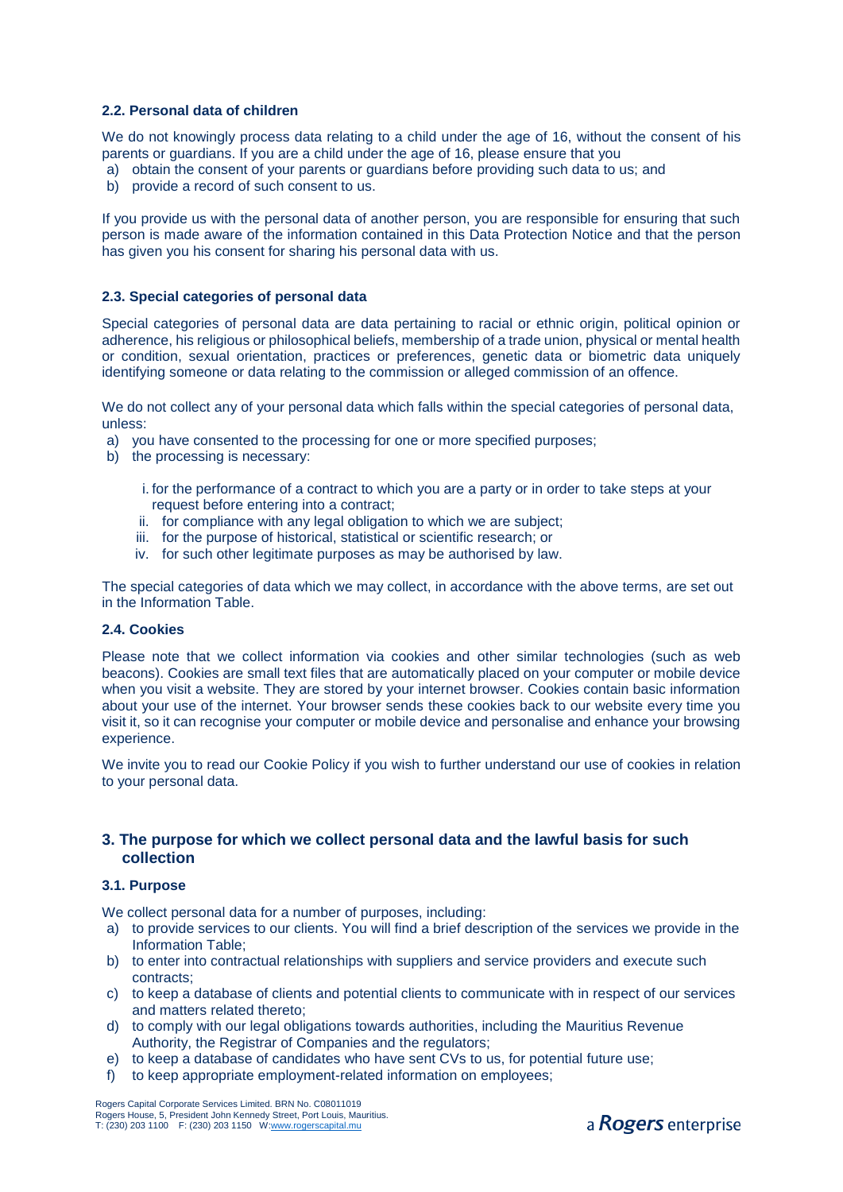### 2.2. Personal data of children

We do not knowingly process data relating to a child under the age of 16, without the consent of his parents or guardians. If you are a child under the age of 16, please ensure that you

a) obtain the consent of your parents or guardians before providing such data to us; and
b) provide a record of such consent to us.

If you provide us with the personal data of another person, you are responsible for ensuring that such person is made aware of the information contained in this Data Protection Notice and that the person has given you his consent for sharing his personal data with us.

### 2.3. Special categories of personal data

Special categories of personal data are data pertaining to racial or ethnic origin, political opinion or adherence, his religious or philosophical beliefs, membership of a trade union, physical or mental health or condition, sexual orientation, practices or preferences, genetic data or biometric data uniquely identifying someone or data relating to the commission or alleged commission of an offence.

We do not collect any of your personal data which falls within the special categories of personal data, unless:

a) you have consented to the processing for one or more specified purposes;
b) the processing is necessary:

   i. for the performance of a contract to which you are a party or in order to take steps at your request before entering into a contract;
   ii. for compliance with any legal obligation to which we are subject;
   iii. for the purpose of historical, statistical or scientific research; or
   iv. for such other legitimate purposes as may be authorised by law.

The special categories of data which we may collect, in accordance with the above terms, are set out in the Information Table.

### 2.4. Cookies

Please note that we collect information via cookies and other similar technologies (such as web beacons). Cookies are small text files that are automatically placed on your computer or mobile device when you visit a website. They are stored by your internet browser. Cookies contain basic information about your use of the internet. Your browser sends these cookies back to our website every time you visit it, so it can recognise your computer or mobile device and personalise and enhance your browsing experience.

We invite you to read our Cookie Policy if you wish to further understand our use of cookies in relation to your personal data.

## 3. The purpose for which we collect personal data and the lawful basis for such collection

### 3.1. Purpose

We collect personal data for a number of purposes, including:

a) to provide services to our clients. You will find a brief description of the services we provide in the Information Table;
b) to enter into contractual relationships with suppliers and service providers and execute such contracts;
c) to keep a database of clients and potential clients to communicate with in respect of our services and matters related thereto;
d) to comply with our legal obligations towards authorities, including the Mauritius Revenue Authority, the Registrar of Companies and the regulators;
e) to keep a database of candidates who have sent CVs to us, for potential future use;
f) to keep appropriate employment-related information on employees;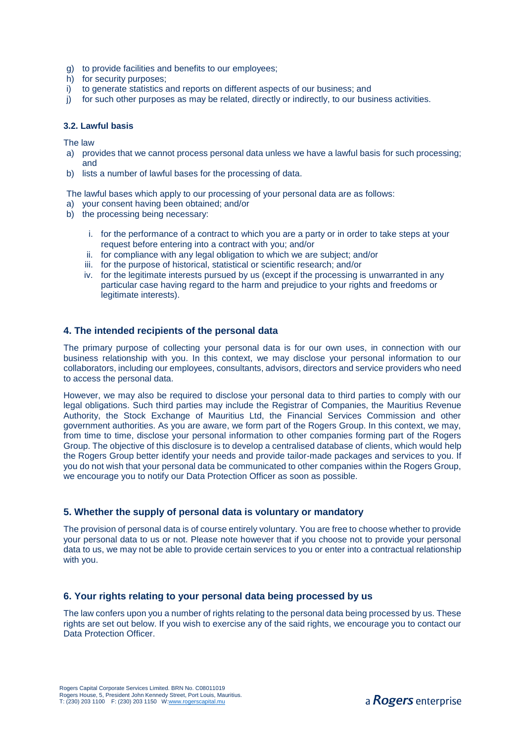g) to provide facilities and benefits to our employees;
h) for security purposes;
i) to generate statistics and reports on different aspects of our business; and
j) for such other purposes as may be related, directly or indirectly, to our business activities.

### 3.2. Lawful basis

The law

a) provides that we cannot process personal data unless we have a lawful basis for such processing; and
b) lists a number of lawful bases for the processing of data.

The lawful bases which apply to our processing of your personal data are as follows:

a) your consent having been obtained; and/or
b) the processing being necessary:
   i. for the performance of a contract to which you are a party or in order to take steps at your request before entering into a contract with you; and/or
   ii. for compliance with any legal obligation to which we are subject; and/or
   iii. for the purpose of historical, statistical or scientific research; and/or
   iv. for the legitimate interests pursued by us (except if the processing is unwarranted in any particular case having regard to the harm and prejudice to your rights and freedoms or legitimate interests).

## 4. The intended recipients of the personal data

The primary purpose of collecting your personal data is for our own uses, in connection with our business relationship with you. In this context, we may disclose your personal information to our collaborators, including our employees, consultants, advisors, directors and service providers who need to access the personal data.

However, we may also be required to disclose your personal data to third parties to comply with our legal obligations. Such third parties may include the Registrar of Companies, the Mauritius Revenue Authority, the Stock Exchange of Mauritius Ltd, the Financial Services Commission and other government authorities. As you are aware, we form part of the Rogers Group. In this context, we may, from time to time, disclose your personal information to other companies forming part of the Rogers Group. The objective of this disclosure is to develop a centralised database of clients, which would help the Rogers Group better identify your needs and provide tailor-made packages and services to you. If you do not wish that your personal data be communicated to other companies within the Rogers Group, we encourage you to notify our Data Protection Officer as soon as possible.

## 5. Whether the supply of personal data is voluntary or mandatory

The provision of personal data is of course entirely voluntary. You are free to choose whether to provide your personal data to us or not. Please note however that if you choose not to provide your personal data to us, we may not be able to provide certain services to you or enter into a contractual relationship with you.

## 6. Your rights relating to your personal data being processed by us

The law confers upon you a number of rights relating to the personal data being processed by us. These rights are set out below. If you wish to exercise any of the said rights, we encourage you to contact our Data Protection Officer.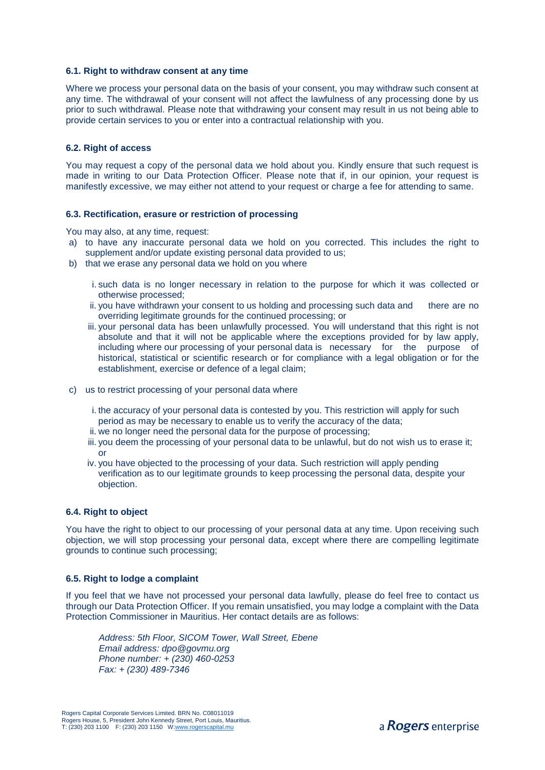### 6.1. Right to withdraw consent at any time

Where we process your personal data on the basis of your consent, you may withdraw such consent at any time. The withdrawal of your consent will not affect the lawfulness of any processing done by us prior to such withdrawal. Please note that withdrawing your consent may result in us not being able to provide certain services to you or enter into a contractual relationship with you.

### 6.2. Right of access

You may request a copy of the personal data we hold about you. Kindly ensure that such request is made in writing to our Data Protection Officer. Please note that if, in our opinion, your request is manifestly excessive, we may either not attend to your request or charge a fee for attending to same.

### 6.3. Rectification, erasure or restriction of processing

You may also, at any time, request:

a) to have any inaccurate personal data we hold on you corrected. This includes the right to supplement and/or update existing personal data provided to us;
b) that we erase any personal data we hold on you where
   i. such data is no longer necessary in relation to the purpose for which it was collected or otherwise processed;
   ii. you have withdrawn your consent to us holding and processing such data and there are no overriding legitimate grounds for the continued processing; or
   iii. your personal data has been unlawfully processed. You will understand that this right is not absolute and that it will not be applicable where the exceptions provided for by law apply, including where our processing of your personal data is necessary for the purpose of historical, statistical or scientific research or for compliance with a legal obligation or for the establishment, exercise or defence of a legal claim;
c) us to restrict processing of your personal data where
   i. the accuracy of your personal data is contested by you. This restriction will apply for such period as may be necessary to enable us to verify the accuracy of the data;
   ii. we no longer need the personal data for the purpose of processing;
   iii. you deem the processing of your personal data to be unlawful, but do not wish us to erase it; or
   iv. you have objected to the processing of your data. Such restriction will apply pending verification as to our legitimate grounds to keep processing the personal data, despite your objection.

### 6.4. Right to object

You have the right to object to our processing of your personal data at any time. Upon receiving such objection, we will stop processing your personal data, except where there are compelling legitimate grounds to continue such processing;

### 6.5. Right to lodge a complaint

If you feel that we have not processed your personal data lawfully, please do feel free to contact us through our Data Protection Officer. If you remain unsatisfied, you may lodge a complaint with the Data Protection Commissioner in Mauritius. Her contact details are as follows:

*Address: 5th Floor, SICOM Tower, Wall Street, Ebene*
*Email address: dpo@govmu.org*
*Phone number: + (230) 460-0253*
*Fax: + (230) 489-7346*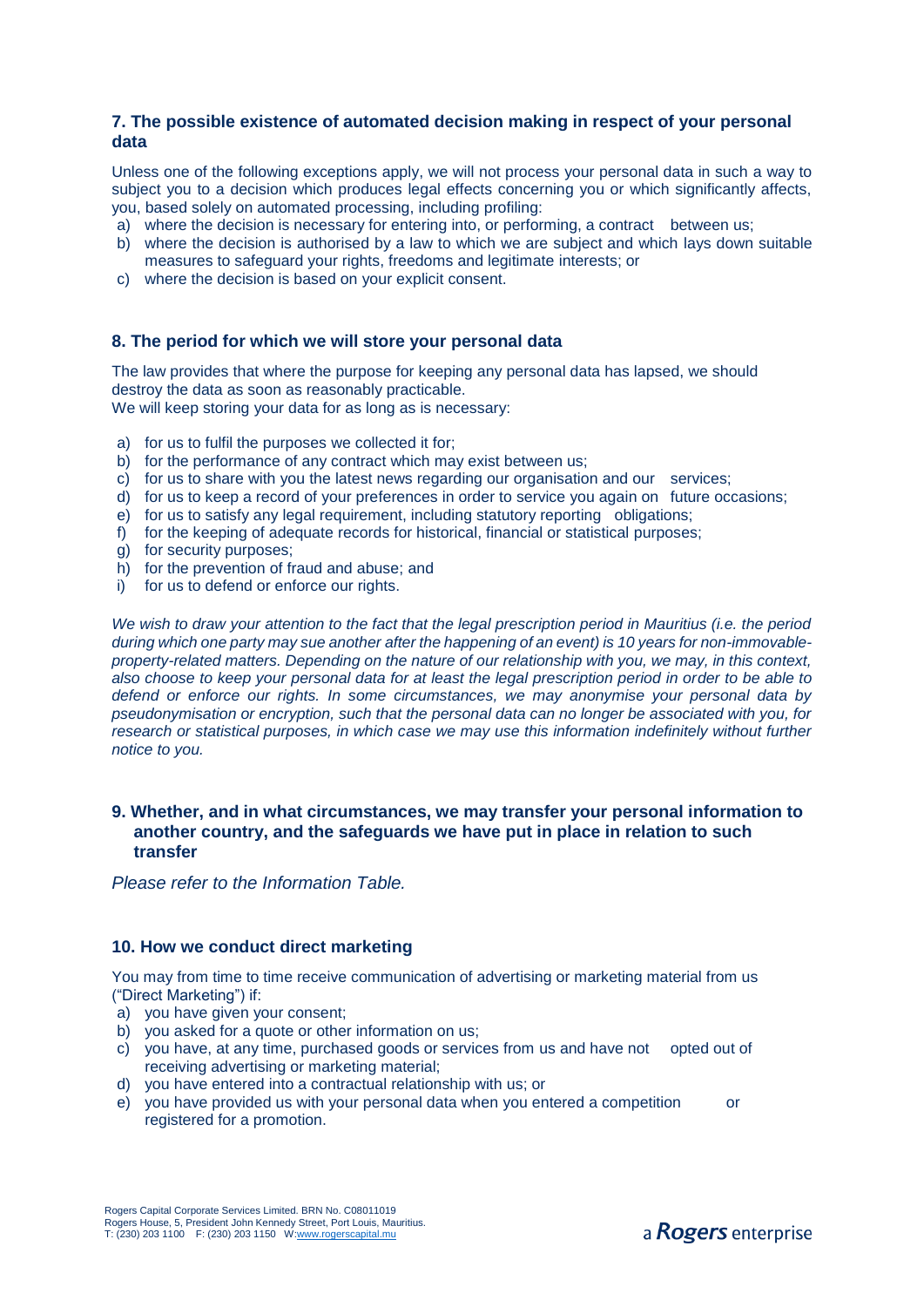## 7. The possible existence of automated decision making in respect of your personal data

Unless one of the following exceptions apply, we will not process your personal data in such a way to subject you to a decision which produces legal effects concerning you or which significantly affects, you, based solely on automated processing, including profiling:

a) where the decision is necessary for entering into, or performing, a contract between us;
b) where the decision is authorised by a law to which we are subject and which lays down suitable measures to safeguard your rights, freedoms and legitimate interests; or
c) where the decision is based on your explicit consent.

## 8. The period for which we will store your personal data

The law provides that where the purpose for keeping any personal data has lapsed, we should destroy the data as soon as reasonably practicable.
We will keep storing your data for as long as is necessary:

a) for us to fulfil the purposes we collected it for;
b) for the performance of any contract which may exist between us;
c) for us to share with you the latest news regarding our organisation and our services;
d) for us to keep a record of your preferences in order to service you again on future occasions;
e) for us to satisfy any legal requirement, including statutory reporting obligations;
f) for the keeping of adequate records for historical, financial or statistical purposes;
g) for security purposes;
h) for the prevention of fraud and abuse; and
i) for us to defend or enforce our rights.

*We wish to draw your attention to the fact that the legal prescription period in Mauritius (i.e. the period during which one party may sue another after the happening of an event) is 10 years for non-immovable-property-related matters. Depending on the nature of our relationship with you, we may, in this context, also choose to keep your personal data for at least the legal prescription period in order to be able to defend or enforce our rights. In some circumstances, we may anonymise your personal data by pseudonymisation or encryption, such that the personal data can no longer be associated with you, for research or statistical purposes, in which case we may use this information indefinitely without further notice to you.*

## 9. Whether, and in what circumstances, we may transfer your personal information to another country, and the safeguards we have put in place in relation to such transfer

*Please refer to the Information Table.*

## 10. How we conduct direct marketing

You may from time to time receive communication of advertising or marketing material from us ("Direct Marketing") if:

a) you have given your consent;
b) you asked for a quote or other information on us;
c) you have, at any time, purchased goods or services from us and have not opted out of receiving advertising or marketing material;
d) you have entered into a contractual relationship with us; or
e) you have provided us with your personal data when you entered a competition or registered for a promotion.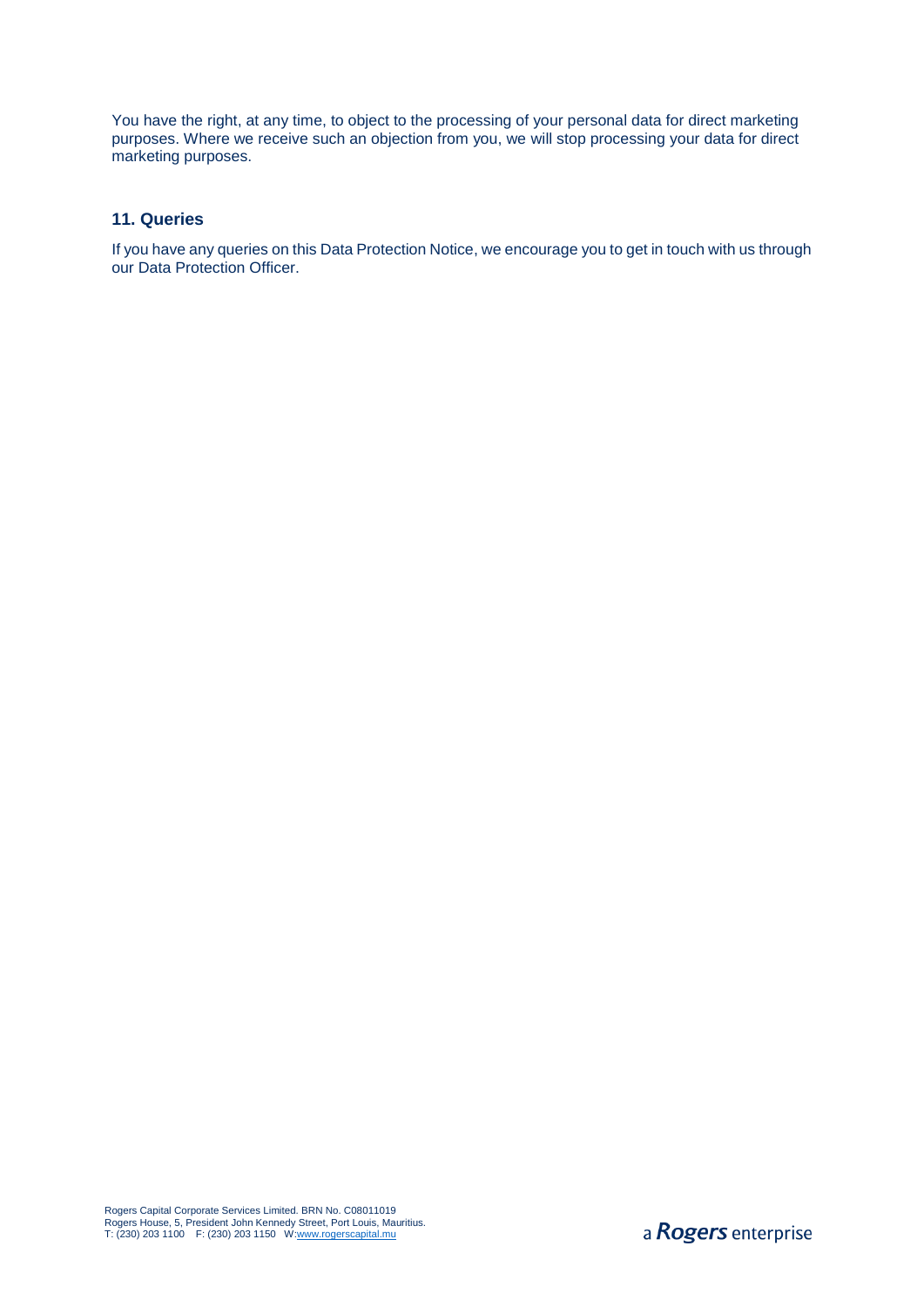You have the right, at any time, to object to the processing of your personal data for direct marketing purposes. Where we receive such an objection from you, we will stop processing your data for direct marketing purposes.

## 11. Queries

If you have any queries on this Data Protection Notice, we encourage you to get in touch with us through our Data Protection Officer.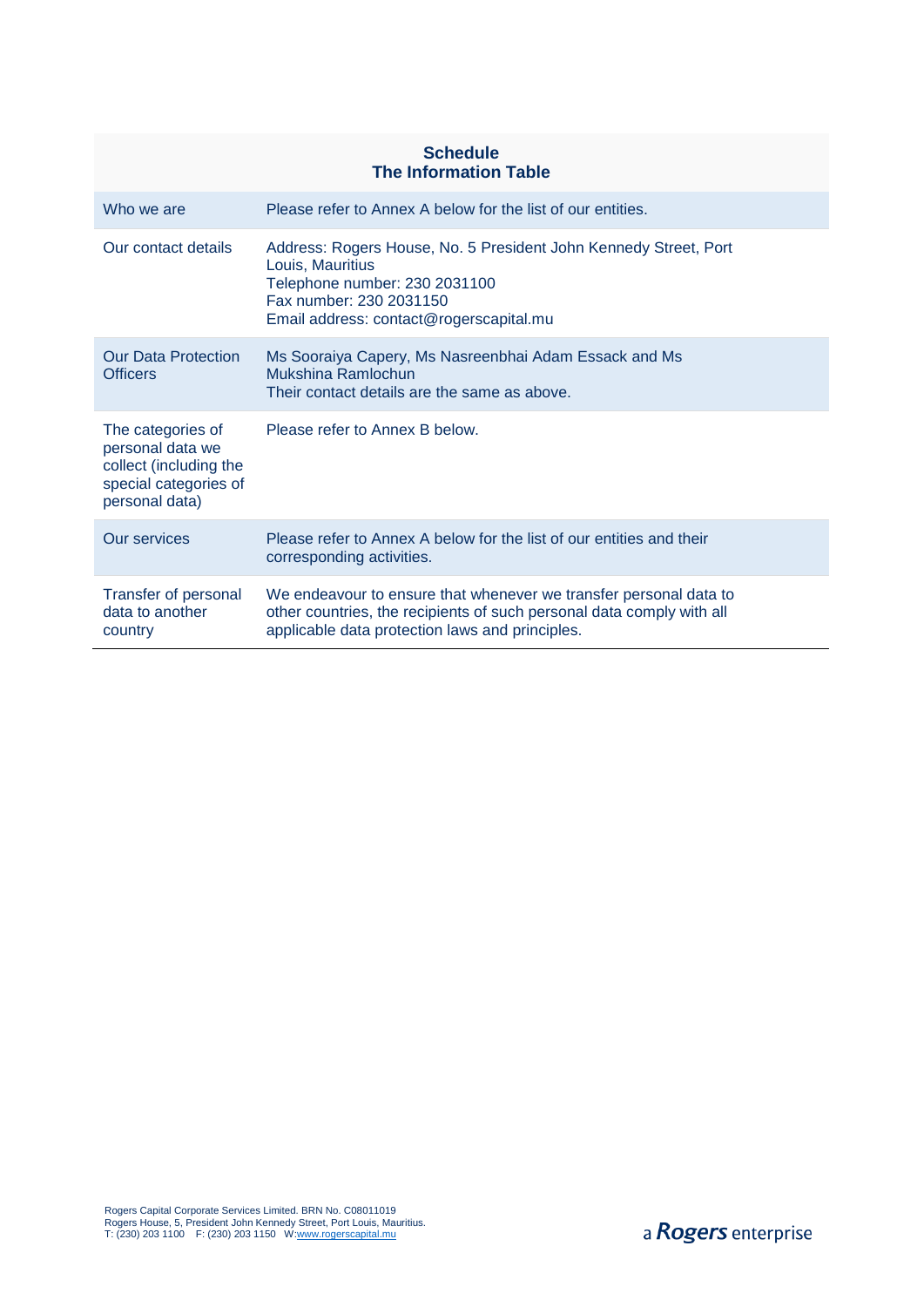**Schedule**
**The Information Table**

| | |
|---|---|
| Who we are | Please refer to Annex A below for the list of our entities. |
| Our contact details | Address: Rogers House, No. 5 President John Kennedy Street, Port Louis, Mauritius<br>Telephone number: 230 2031100<br>Fax number: 230 2031150<br>Email address: contact@rogerscapital.mu |
| Our Data Protection Officers | Ms Sooraiya Capery, Ms Nasreenbhai Adam Essack and Ms Mukshina Ramlochun<br>Their contact details are the same as above. |
| The categories of personal data we collect (including the special categories of personal data) | Please refer to Annex B below. |
| Our services | Please refer to Annex A below for the list of our entities and their corresponding activities. |
| Transfer of personal data to another country | We endeavour to ensure that whenever we transfer personal data to other countries, the recipients of such personal data comply with all applicable data protection laws and principles. |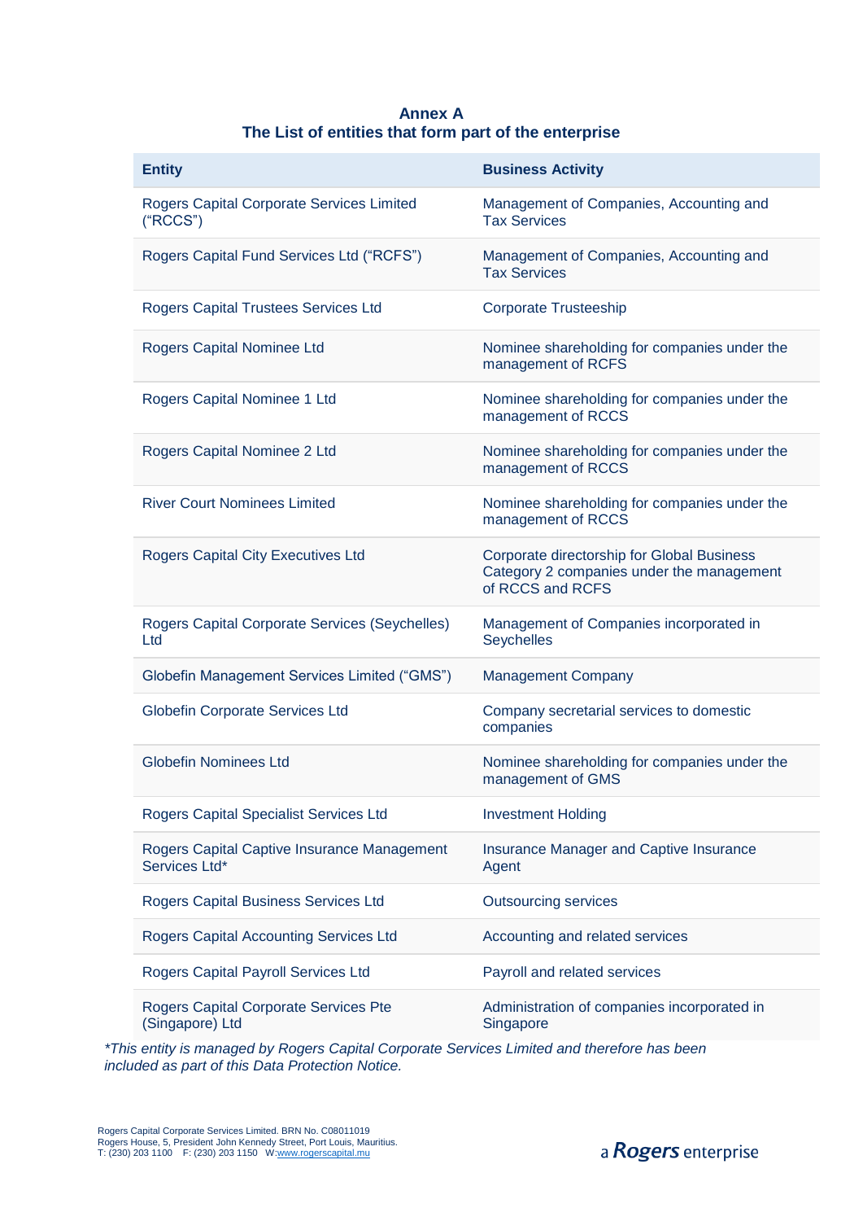## Annex A
## The List of entities that form part of the enterprise

| Entity | Business Activity |
|---|---|
| Rogers Capital Corporate Services Limited ("RCCS") | Management of Companies, Accounting and Tax Services |
| Rogers Capital Fund Services Ltd ("RCFS") | Management of Companies, Accounting and Tax Services |
| Rogers Capital Trustees Services Ltd | Corporate Trusteeship |
| Rogers Capital Nominee Ltd | Nominee shareholding for companies under the management of RCFS |
| Rogers Capital Nominee 1 Ltd | Nominee shareholding for companies under the management of RCCS |
| Rogers Capital Nominee 2 Ltd | Nominee shareholding for companies under the management of RCCS |
| River Court Nominees Limited | Nominee shareholding for companies under the management of RCCS |
| Rogers Capital City Executives Ltd | Corporate directorship for Global Business Category 2 companies under the management of RCCS and RCFS |
| Rogers Capital Corporate Services (Seychelles) Ltd | Management of Companies incorporated in Seychelles |
| Globefin Management Services Limited ("GMS") | Management Company |
| Globefin Corporate Services Ltd | Company secretarial services to domestic companies |
| Globefin Nominees Ltd | Nominee shareholding for companies under the management of GMS |
| Rogers Capital Specialist Services Ltd | Investment Holding |
| Rogers Capital Captive Insurance Management Services Ltd* | Insurance Manager and Captive Insurance Agent |
| Rogers Capital Business Services Ltd | Outsourcing services |
| Rogers Capital Accounting Services Ltd | Accounting and related services |
| Rogers Capital Payroll Services Ltd | Payroll and related services |
| Rogers Capital Corporate Services Pte (Singapore) Ltd | Administration of companies incorporated in Singapore |

*\*This entity is managed by Rogers Capital Corporate Services Limited and therefore has been included as part of this Data Protection Notice.*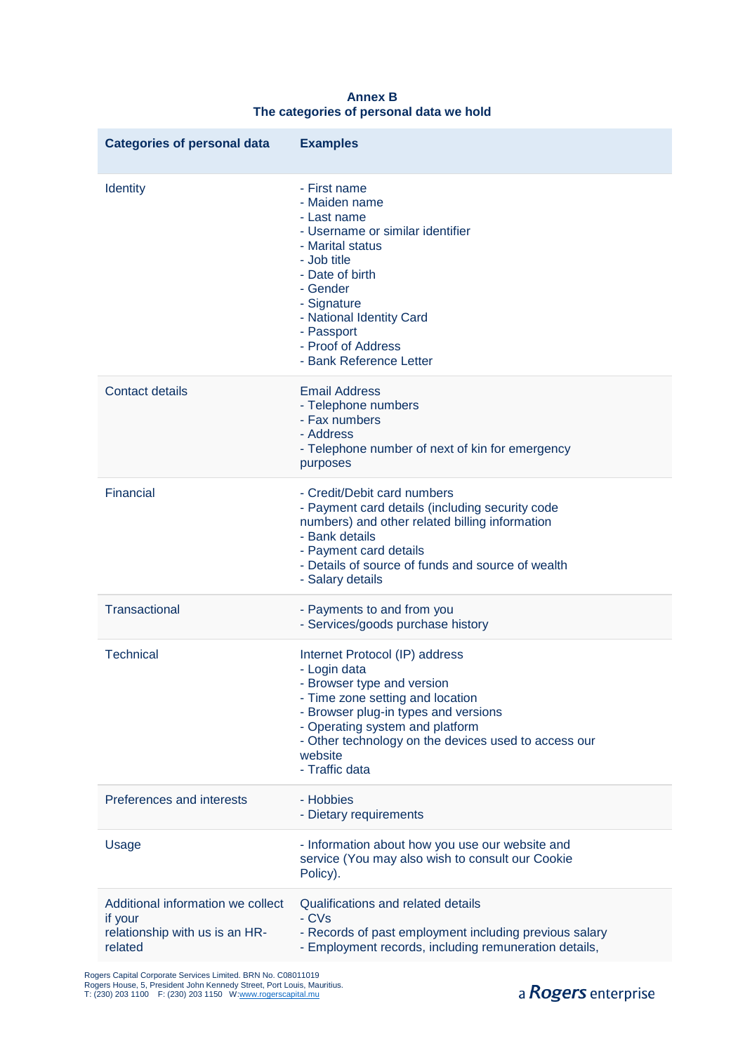**Annex B**
**The categories of personal data we hold**

| Categories of personal data | Examples |
|---|---|
| Identity | - First name<br>- Maiden name<br>- Last name<br>- Username or similar identifier<br>- Marital status<br>- Job title<br>- Date of birth<br>- Gender<br>- Signature<br>- National Identity Card<br>- Passport<br>- Proof of Address<br>- Bank Reference Letter |
| Contact details | Email Address<br>- Telephone numbers<br>- Fax numbers<br>- Address<br>- Telephone number of next of kin for emergency purposes |
| Financial | - Credit/Debit card numbers<br>- Payment card details (including security code numbers) and other related billing information<br>- Bank details<br>- Payment card details<br>- Details of source of funds and source of wealth<br>- Salary details |
| Transactional | - Payments to and from you<br>- Services/goods purchase history |
| Technical | Internet Protocol (IP) address<br>- Login data<br>- Browser type and version<br>- Time zone setting and location<br>- Browser plug-in types and versions<br>- Operating system and platform<br>- Other technology on the devices used to access our website<br>- Traffic data |
| Preferences and interests | - Hobbies<br>- Dietary requirements |
| Usage | - Information about how you use our website and service (You may also wish to consult our Cookie Policy). |
| Additional information we collect if your relationship with us is an HR-related | Qualifications and related details<br>- CVs<br>- Records of past employment including previous salary<br>- Employment records, including remuneration details, |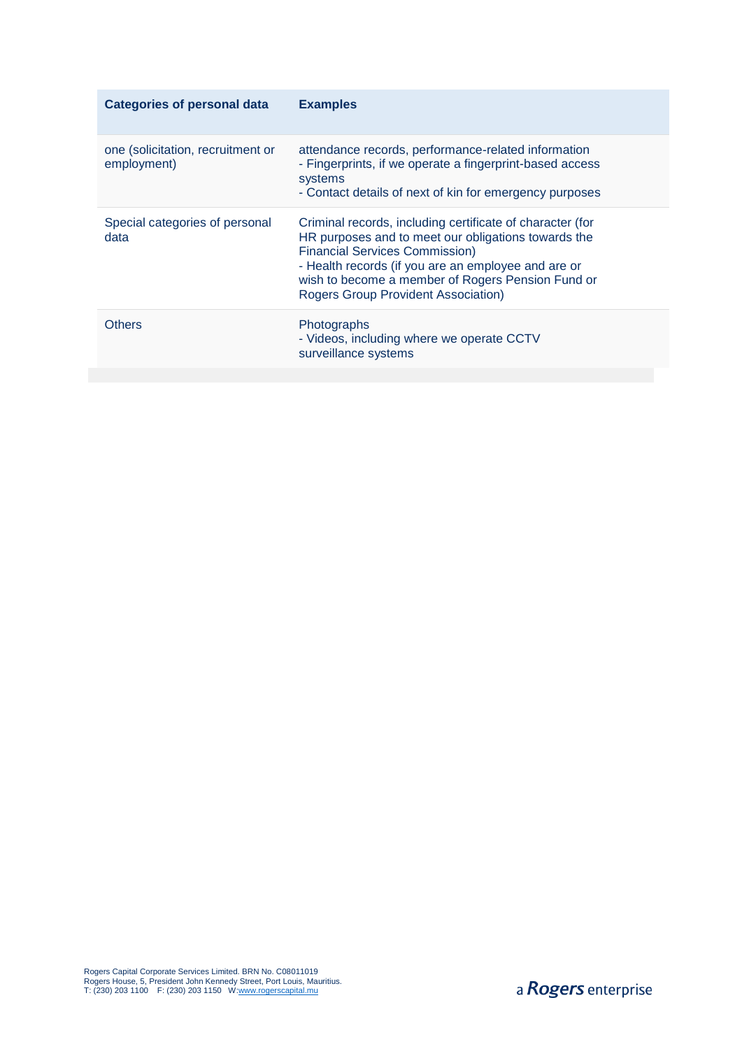| Categories of personal data | Examples |
|---|---|
| one (solicitation, recruitment or employment) | attendance records, performance-related information<br>- Fingerprints, if we operate a fingerprint-based access systems<br>- Contact details of next of kin for emergency purposes |
| Special categories of personal data | Criminal records, including certificate of character (for HR purposes and to meet our obligations towards the Financial Services Commission)<br>- Health records (if you are an employee and are or wish to become a member of Rogers Pension Fund or Rogers Group Provident Association) |
| Others | Photographs<br>- Videos, including where we operate CCTV surveillance systems |